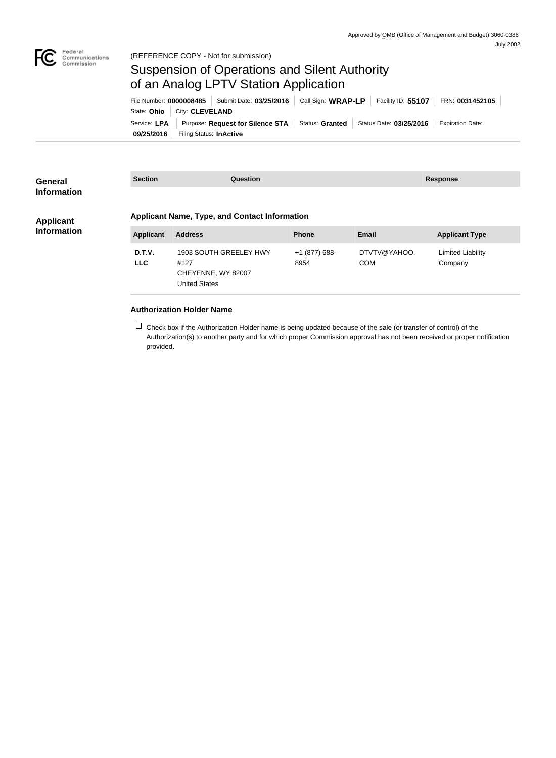Approved by OMB (Office of Management and Budget) 3060-0386
July 2002

(REFERENCE COPY - Not for submission)

# Suspension of Operations and Silent Authority of an Analog LPTV Station Application

File Number: **0000008485** | Submit Date: **03/25/2016** | Call Sign: **WRAP-LP** | Facility ID: **55107** | FRN: **0031452105**
State: **Ohio** | City: **CLEVELAND**
Service: **LPA** | Purpose: **Request for Silence STA** | Status: **Granted** | Status Date: **03/25/2016** | Expiration Date: **09/25/2016** | Filing Status: **InActive**

## General Information

| Section | Question | Response |
|---|---|---|

## Applicant Information

### Applicant Name, Type, and Contact Information

| Applicant | Address | Phone | Email | Applicant Type |
|---|---|---|---|---|
| **D.T.V. LLC** | 1903 SOUTH GREELEY HWY #127 CHEYENNE, WY 82007 United States | +1 (877) 688-8954 | DTVTV@YAHOO.COM | Limited Liability Company |

### Authorization Holder Name

☐ Check box if the Authorization Holder name is being updated because of the sale (or transfer of control) of the Authorization(s) to another party and for which proper Commission approval has not been received or proper notification provided.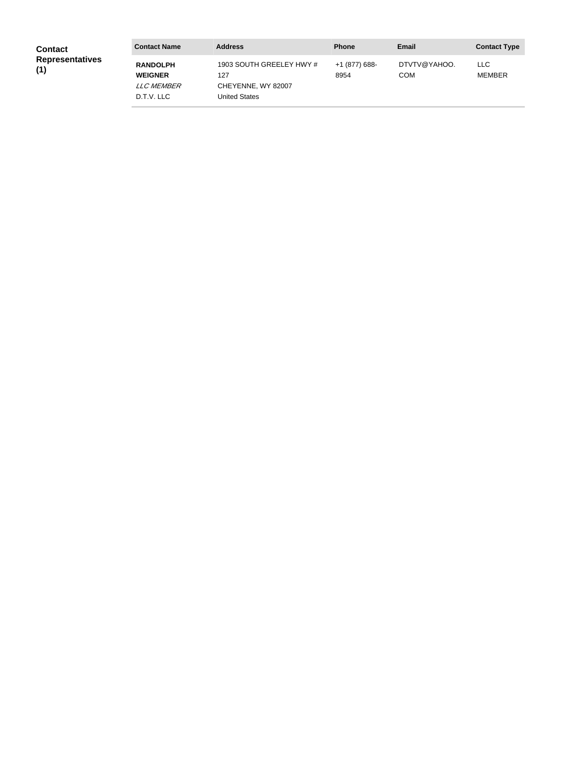**Contact Representatives (1)**

| Contact Name | Address | Phone | Email | Contact Type |
|---|---|---|---|---|
| **RANDOLPH WEIGNER** *LLC MEMBER* D.T.V. LLC | 1903 SOUTH GREELEY HWY # 127 CHEYENNE, WY 82007 United States | +1 (877) 688-8954 | DTVTV@YAHOO.COM | LLC MEMBER |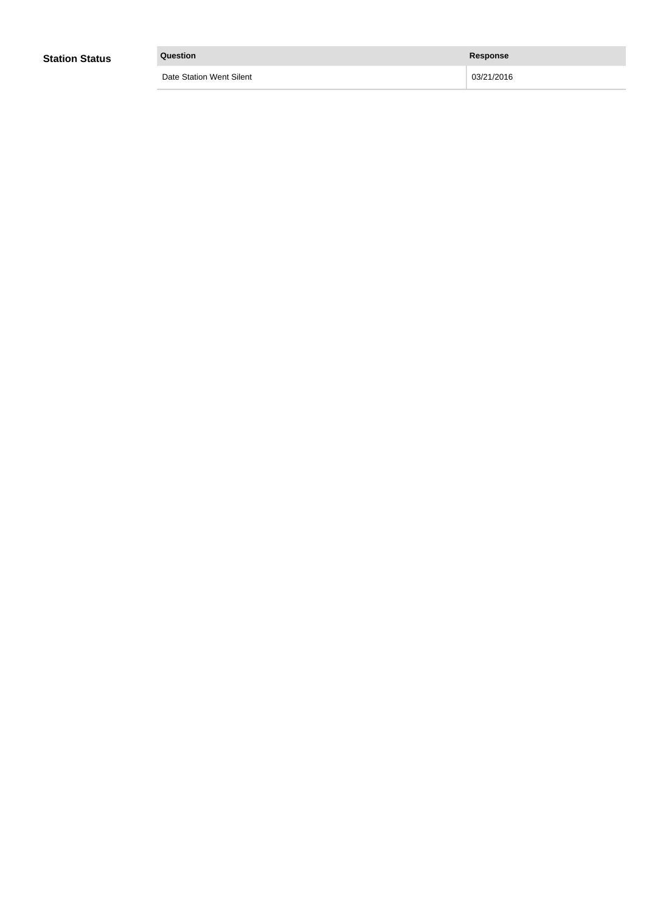### Station Status

| Question | Response |
| --- | --- |
| Date Station Went Silent | 03/21/2016 |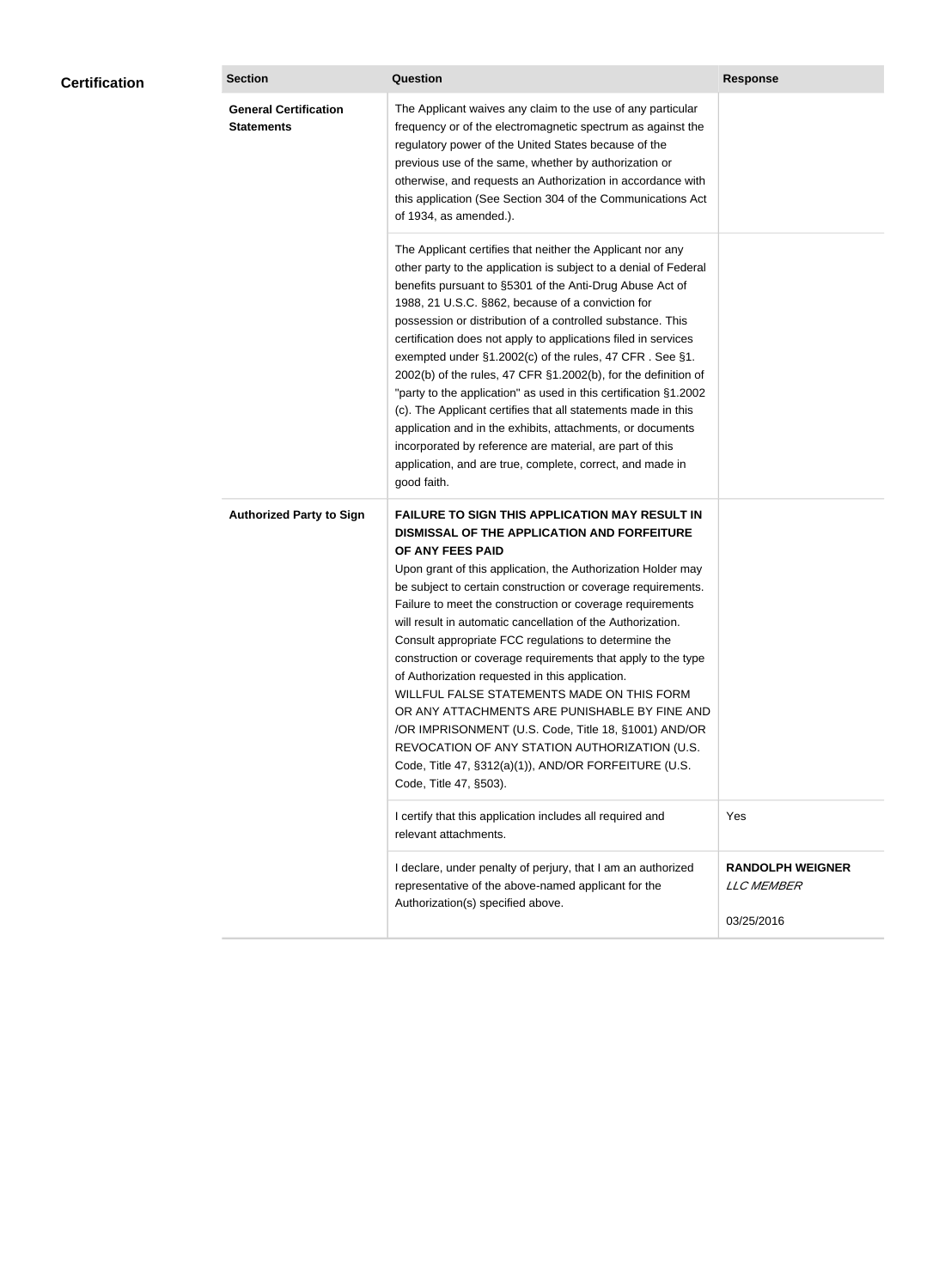## Certification

| Section | Question | Response |
| --- | --- | --- |
| **General Certification Statements** | The Applicant waives any claim to the use of any particular frequency or of the electromagnetic spectrum as against the regulatory power of the United States because of the previous use of the same, whether by authorization or otherwise, and requests an Authorization in accordance with this application (See Section 304 of the Communications Act of 1934, as amended.). | |
| | The Applicant certifies that neither the Applicant nor any other party to the application is subject to a denial of Federal benefits pursuant to §5301 of the Anti-Drug Abuse Act of 1988, 21 U.S.C. §862, because of a conviction for possession or distribution of a controlled substance. This certification does not apply to applications filed in services exempted under §1.2002(c) of the rules, 47 CFR . See §1. 2002(b) of the rules, 47 CFR §1.2002(b), for the definition of "party to the application" as used in this certification §1.2002 (c). The Applicant certifies that all statements made in this application and in the exhibits, attachments, or documents incorporated by reference are material, are part of this application, and are true, complete, correct, and made in good faith. | |
| **Authorized Party to Sign** | **FAILURE TO SIGN THIS APPLICATION MAY RESULT IN DISMISSAL OF THE APPLICATION AND FORFEITURE OF ANY FEES PAID** Upon grant of this application, the Authorization Holder may be subject to certain construction or coverage requirements. Failure to meet the construction or coverage requirements will result in automatic cancellation of the Authorization. Consult appropriate FCC regulations to determine the construction or coverage requirements that apply to the type of Authorization requested in this application. WILLFUL FALSE STATEMENTS MADE ON THIS FORM OR ANY ATTACHMENTS ARE PUNISHABLE BY FINE AND /OR IMPRISONMENT (U.S. Code, Title 18, §1001) AND/OR REVOCATION OF ANY STATION AUTHORIZATION (U.S. Code, Title 47, §312(a)(1)), AND/OR FORFEITURE (U.S. Code, Title 47, §503). | |
| | I certify that this application includes all required and relevant attachments. | Yes |
| | I declare, under penalty of perjury, that I am an authorized representative of the above-named applicant for the Authorization(s) specified above. | **RANDOLPH WEIGNER** *LLC MEMBER* 03/25/2016 |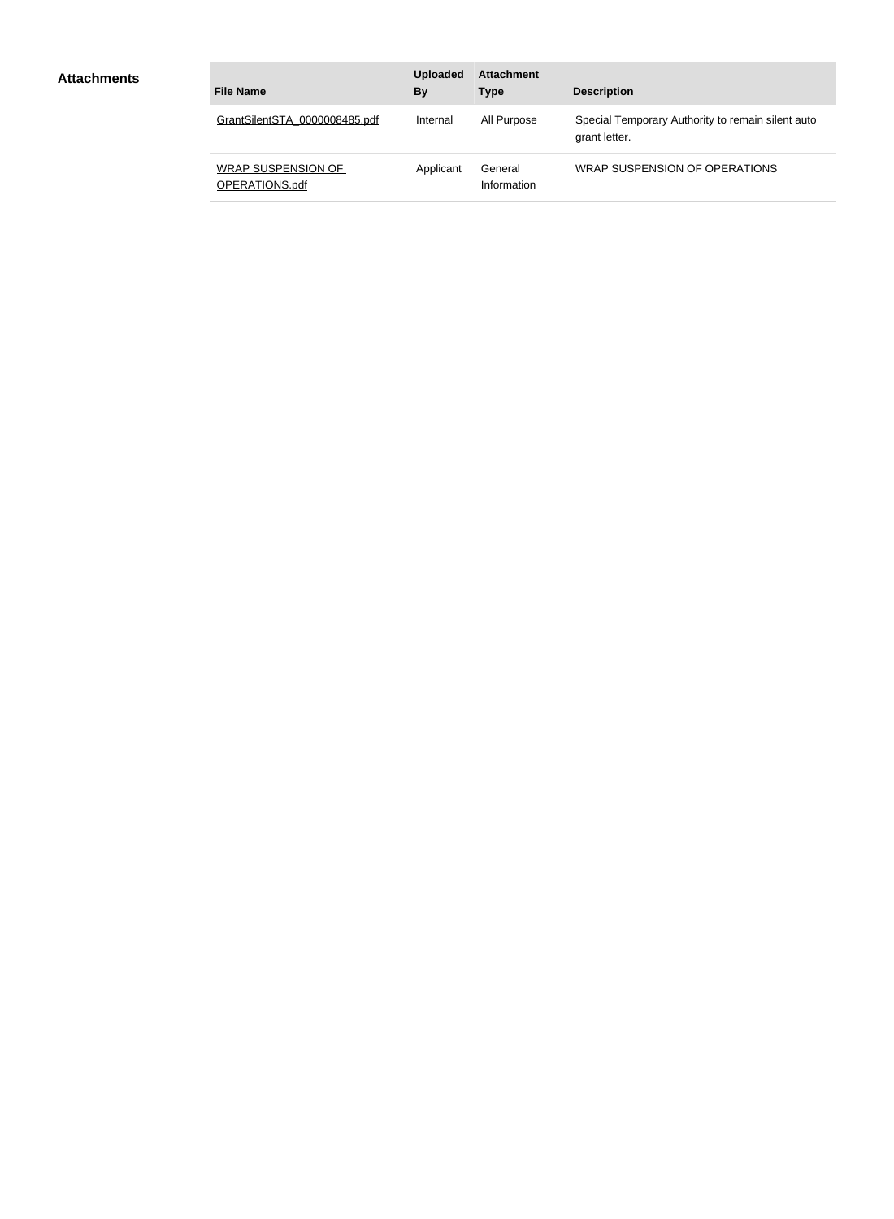**Attachments**

| File Name | Uploaded By | Attachment Type | Description |
| --- | --- | --- | --- |
| GrantSilentSTA_0000008485.pdf | Internal | All Purpose | Special Temporary Authority to remain silent auto grant letter. |
| WRAP SUSPENSION OF OPERATIONS.pdf | Applicant | General Information | WRAP SUSPENSION OF OPERATIONS |